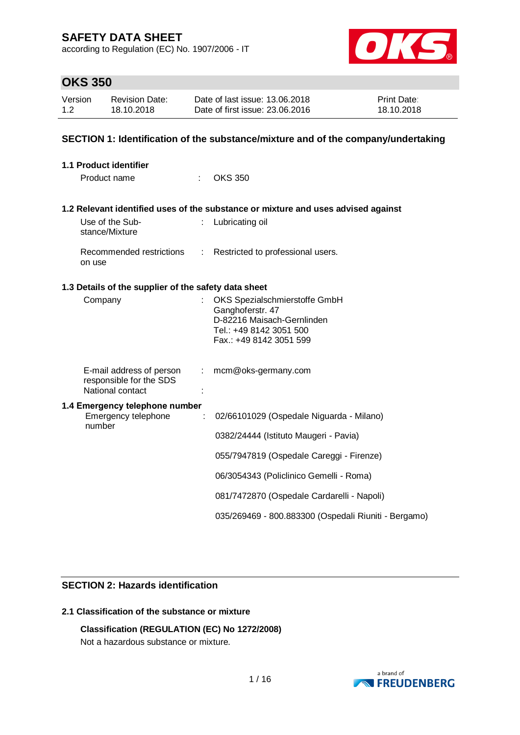# SAFETY DATA SHEET

according to Regulation (EC) No. 1907/2006 - IT

## OKS 350

| Version | Revision Date: | Date of last issue: 13.06.2018 | Print Date: |
|---|---|---|---|
| 1.2 | 18.10.2018 | Date of first issue: 23.06.2016 | 18.10.2018 |

## SECTION 1: Identification of the substance/mixture and of the company/undertaking

### 1.1 Product identifier

Product name : OKS 350

### 1.2 Relevant identified uses of the substance or mixture and uses advised against

Use of the Substance/Mixture : Lubricating oil

Recommended restrictions on use : Restricted to professional users.

### 1.3 Details of the supplier of the safety data sheet

Company : OKS Spezialschmierstoffe GmbH
Ganghoferstr. 47
D-82216 Maisach-Gernlinden
Tel.: +49 8142 3051 500
Fax.: +49 8142 3051 599

E-mail address of person responsible for the SDS : mcm@oks-germany.com

National contact :

### 1.4 Emergency telephone number

Emergency telephone number : 02/66101029 (Ospedale Niguarda - Milano)

0382/24444 (Istituto Maugeri - Pavia)

055/7947819 (Ospedale Careggi - Firenze)

06/3054343 (Policlinico Gemelli - Roma)

081/7472870 (Ospedale Cardarelli - Napoli)

035/269469 - 800.883300 (Ospedali Riuniti - Bergamo)

## SECTION 2: Hazards identification

### 2.1 Classification of the substance or mixture

**Classification (REGULATION (EC) No 1272/2008)**

Not a hazardous substance or mixture.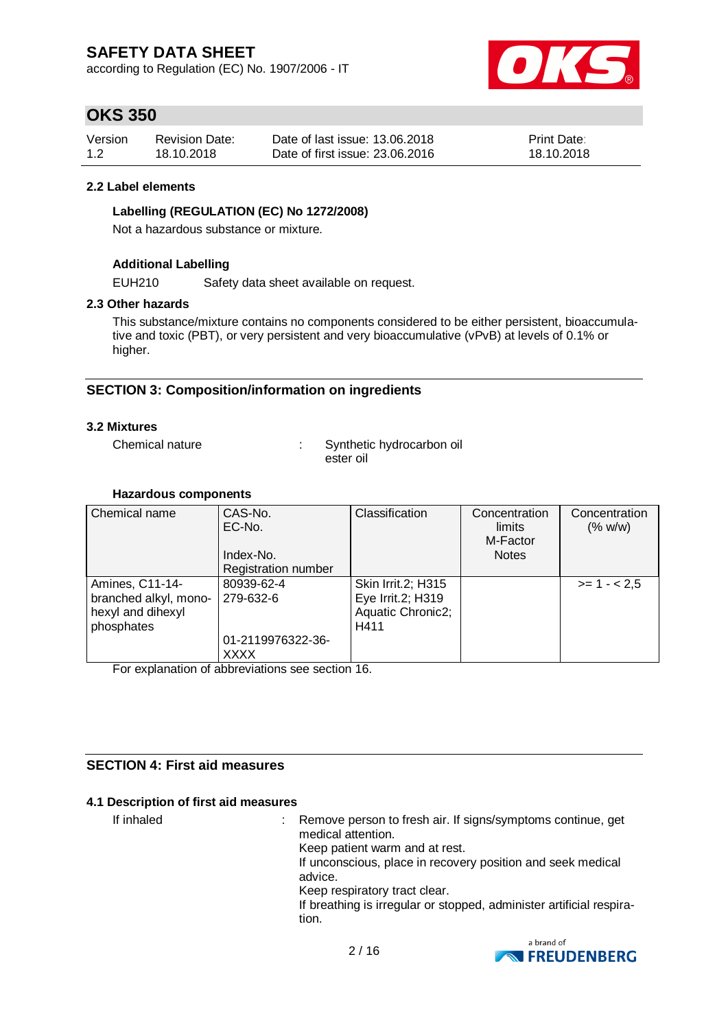### 2.2 Label elements

**Labelling (REGULATION (EC) No 1272/2008)**

Not a hazardous substance or mixture.

**Additional Labelling**

EUH210 Safety data sheet available on request.

### 2.3 Other hazards

This substance/mixture contains no components considered to be either persistent, bioaccumulative and toxic (PBT), or very persistent and very bioaccumulative (vPvB) at levels of 0.1% or higher.

## SECTION 3: Composition/information on ingredients

### 3.2 Mixtures

Chemical nature : Synthetic hydrocarbon oil ester oil

**Hazardous components**

| Chemical name | CAS-No.<br>EC-No.<br><br>Index-No.<br>Registration number | Classification | Concentration limits<br>M-Factor<br>Notes | Concentration (% w/w) |
|---|---|---|---|---|
| Amines, C11-14-branched alkyl, mono-hexyl and dihexyl phosphates | 80939-62-4<br>279-632-6<br><br>01-2119976322-36-XXXX | Skin Irrit.2; H315<br>Eye Irrit.2; H319<br>Aquatic Chronic2; H411 | | >= 1 - < 2,5 |

For explanation of abbreviations see section 16.

## SECTION 4: First aid measures

### 4.1 Description of first aid measures

If inhaled : Remove person to fresh air. If signs/symptoms continue, get medical attention.
Keep patient warm and at rest.
If unconscious, place in recovery position and seek medical advice.
Keep respiratory tract clear.
If breathing is irregular or stopped, administer artificial respiration.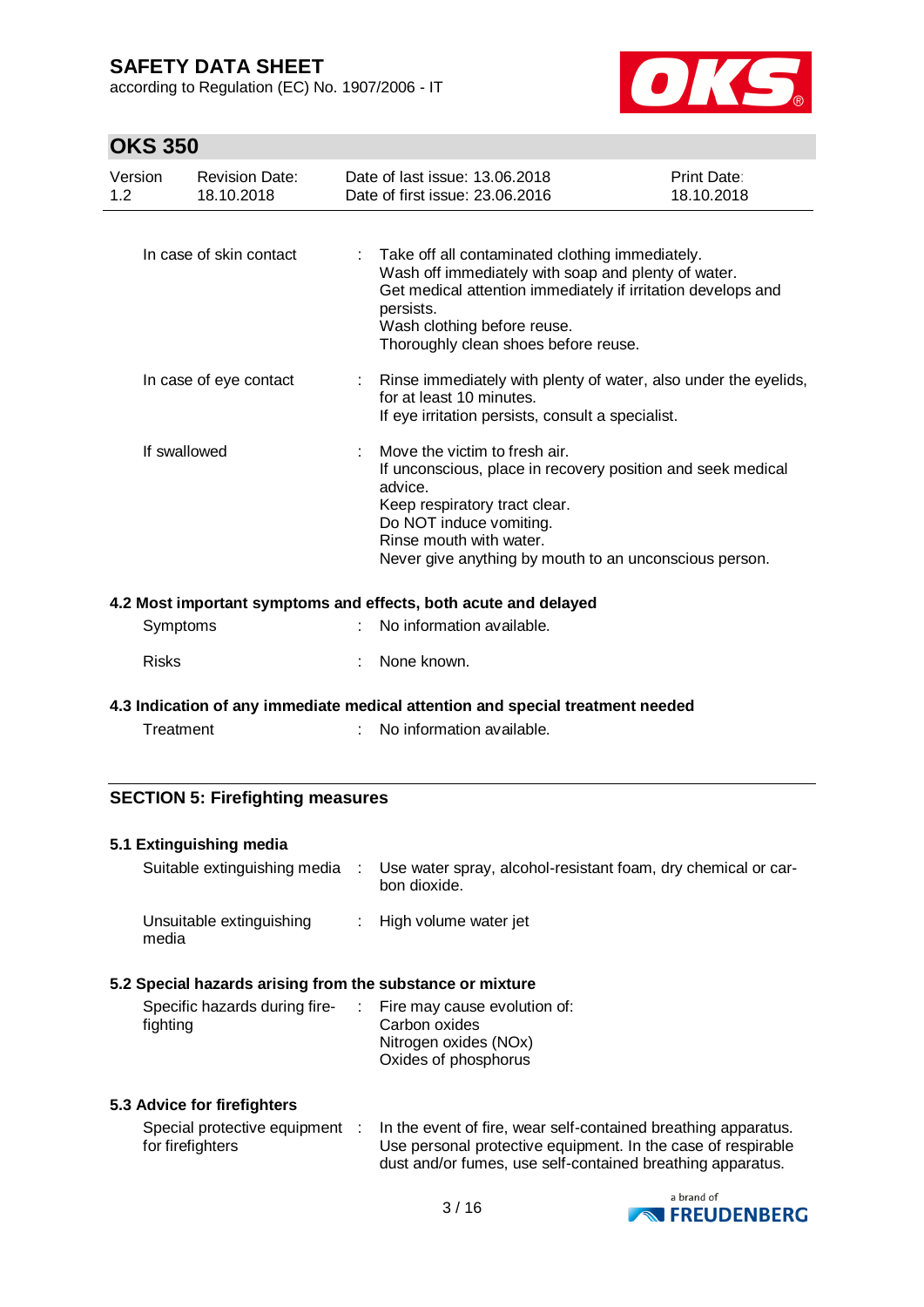| | |
|---|---|
| In case of skin contact | : Take off all contaminated clothing immediately.<br>Wash off immediately with soap and plenty of water.<br>Get medical attention immediately if irritation develops and persists.<br>Wash clothing before reuse.<br>Thoroughly clean shoes before reuse. |
| In case of eye contact | : Rinse immediately with plenty of water, also under the eyelids, for at least 10 minutes.<br>If eye irritation persists, consult a specialist. |
| If swallowed | : Move the victim to fresh air.<br>If unconscious, place in recovery position and seek medical advice.<br>Keep respiratory tract clear.<br>Do NOT induce vomiting.<br>Rinse mouth with water.<br>Never give anything by mouth to an unconscious person. |

### 4.2 Most important symptoms and effects, both acute and delayed

| | |
|---|---|
| Symptoms | : No information available. |
| Risks | : None known. |

### 4.3 Indication of any immediate medical attention and special treatment needed

| | |
|---|---|
| Treatment | : No information available. |

## SECTION 5: Firefighting measures

### 5.1 Extinguishing media

| | |
|---|---|
| Suitable extinguishing media | : Use water spray, alcohol-resistant foam, dry chemical or carbon dioxide. |
| Unsuitable extinguishing media | : High volume water jet |

### 5.2 Special hazards arising from the substance or mixture

| | |
|---|---|
| Specific hazards during fire-fighting | : Fire may cause evolution of:<br>Carbon oxides<br>Nitrogen oxides (NOx)<br>Oxides of phosphorus |

### 5.3 Advice for firefighters

| | |
|---|---|
| Special protective equipment for firefighters | : In the event of fire, wear self-contained breathing apparatus.<br>Use personal protective equipment. In the case of respirable dust and/or fumes, use self-contained breathing apparatus. |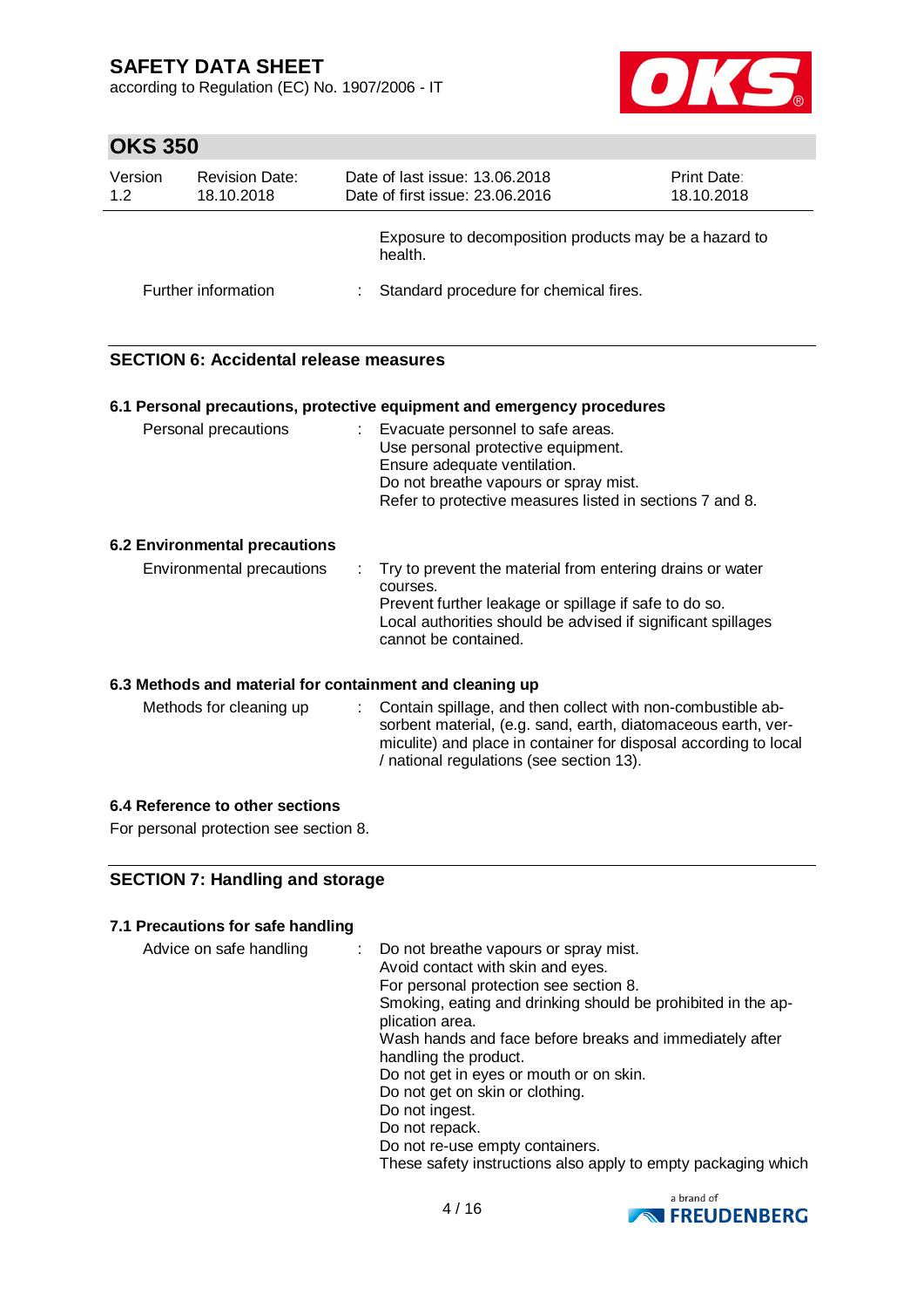| | | |
|---|---|---|
| | | Exposure to decomposition products may be a hazard to health. |
| Further information | : | Standard procedure for chemical fires. |

## SECTION 6: Accidental release measures

### 6.1 Personal precautions, protective equipment and emergency procedures

| | | |
|---|---|---|
| Personal precautions | : | Evacuate personnel to safe areas.<br>Use personal protective equipment.<br>Ensure adequate ventilation.<br>Do not breathe vapours or spray mist.<br>Refer to protective measures listed in sections 7 and 8. |

### 6.2 Environmental precautions

| | | |
|---|---|---|
| Environmental precautions | : | Try to prevent the material from entering drains or water courses.<br>Prevent further leakage or spillage if safe to do so.<br>Local authorities should be advised if significant spillages cannot be contained. |

### 6.3 Methods and material for containment and cleaning up

| | | |
|---|---|---|
| Methods for cleaning up | : | Contain spillage, and then collect with non-combustible absorbent material, (e.g. sand, earth, diatomaceous earth, vermiculite) and place in container for disposal according to local / national regulations (see section 13). |

### 6.4 Reference to other sections

For personal protection see section 8.

## SECTION 7: Handling and storage

### 7.1 Precautions for safe handling

| | | |
|---|---|---|
| Advice on safe handling | : | Do not breathe vapours or spray mist.<br>Avoid contact with skin and eyes.<br>For personal protection see section 8.<br>Smoking, eating and drinking should be prohibited in the application area.<br>Wash hands and face before breaks and immediately after handling the product.<br>Do not get in eyes or mouth or on skin.<br>Do not get on skin or clothing.<br>Do not ingest.<br>Do not repack.<br>Do not re-use empty containers.<br>These safety instructions also apply to empty packaging which |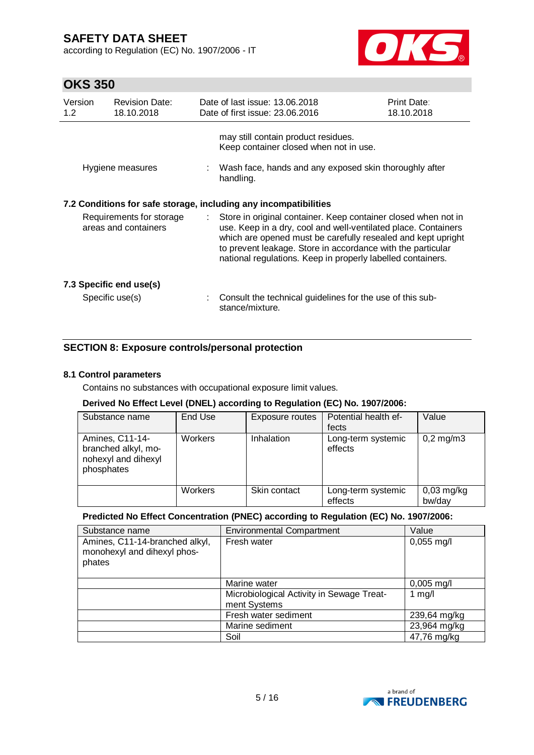may still contain product residues.
Keep container closed when not in use.

Hygiene measures : Wash face, hands and any exposed skin thoroughly after handling.

### 7.2 Conditions for safe storage, including any incompatibilities

Requirements for storage areas and containers : Store in original container. Keep container closed when not in use. Keep in a dry, cool and well-ventilated place. Containers which are opened must be carefully resealed and kept upright to prevent leakage. Store in accordance with the particular national regulations. Keep in properly labelled containers.

### 7.3 Specific end use(s)

Specific use(s) : Consult the technical guidelines for the use of this substance/mixture.

## SECTION 8: Exposure controls/personal protection

### 8.1 Control parameters

Contains no substances with occupational exposure limit values.

**Derived No Effect Level (DNEL) according to Regulation (EC) No. 1907/2006:**

| Substance name | End Use | Exposure routes | Potential health effects | Value |
|---|---|---|---|---|
| Amines, C11-14-branched alkyl, monohexyl and dihexyl phosphates | Workers | Inhalation | Long-term systemic effects | 0,2 mg/m3 |
| | Workers | Skin contact | Long-term systemic effects | 0,03 mg/kg bw/day |

**Predicted No Effect Concentration (PNEC) according to Regulation (EC) No. 1907/2006:**

| Substance name | Environmental Compartment | Value |
|---|---|---|
| Amines, C11-14-branched alkyl, monohexyl and dihexyl phosphates | Fresh water | 0,055 mg/l |
| | Marine water | 0,005 mg/l |
| | Microbiological Activity in Sewage Treatment Systems | 1 mg/l |
| | Fresh water sediment | 239,64 mg/kg |
| | Marine sediment | 23,964 mg/kg |
| | Soil | 47,76 mg/kg |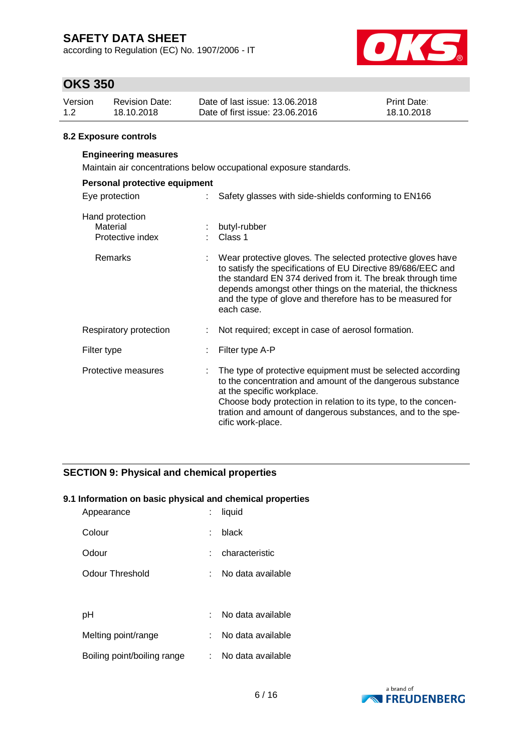### 8.2 Exposure controls

**Engineering measures**

Maintain air concentrations below occupational exposure standards.

**Personal protective equipment**

| | | |
|---|---|---|
| Eye protection | : | Safety glasses with side-shields conforming to EN166 |
| Hand protection | | |
| Material | : | butyl-rubber |
| Protective index | : | Class 1 |
| Remarks | : | Wear protective gloves. The selected protective gloves have to satisfy the specifications of EU Directive 89/686/EEC and the standard EN 374 derived from it. The break through time depends amongst other things on the material, the thickness and the type of glove and therefore has to be measured for each case. |
| Respiratory protection | : | Not required; except in case of aerosol formation. |
| Filter type | : | Filter type A-P |
| Protective measures | : | The type of protective equipment must be selected according to the concentration and amount of the dangerous substance at the specific workplace. Choose body protection in relation to its type, to the concentration and amount of dangerous substances, and to the specific work-place. |

## SECTION 9: Physical and chemical properties

### 9.1 Information on basic physical and chemical properties

| | | |
|---|---|---|
| Appearance | : | liquid |
| Colour | : | black |
| Odour | : | characteristic |
| Odour Threshold | : | No data available |
| pH | : | No data available |
| Melting point/range | : | No data available |
| Boiling point/boiling range | : | No data available |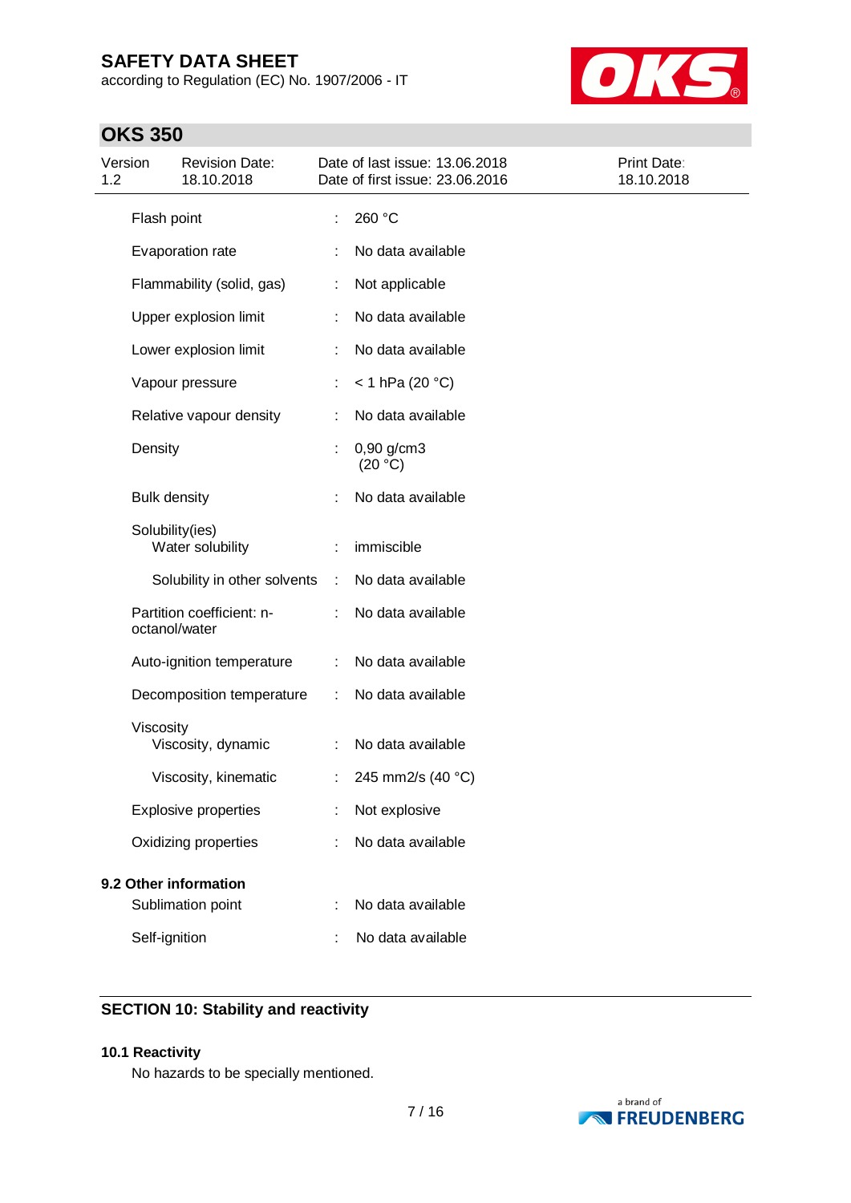| Property | | Value |
|---|---|---|
| Flash point | : | 260 °C |
| Evaporation rate | : | No data available |
| Flammability (solid, gas) | : | Not applicable |
| Upper explosion limit | : | No data available |
| Lower explosion limit | : | No data available |
| Vapour pressure | : | < 1 hPa (20 °C) |
| Relative vapour density | : | No data available |
| Density | : | 0,90 g/cm3 (20 °C) |
| Bulk density | : | No data available |
| Solubility(ies) | | |
| Water solubility | : | immiscible |
| Solubility in other solvents | : | No data available |
| Partition coefficient: n-octanol/water | : | No data available |
| Auto-ignition temperature | : | No data available |
| Decomposition temperature | : | No data available |
| Viscosity | | |
| Viscosity, dynamic | : | No data available |
| Viscosity, kinematic | : | 245 mm2/s (40 °C) |
| Explosive properties | : | Not explosive |
| Oxidizing properties | : | No data available |

### 9.2 Other information

| Property | | Value |
|---|---|---|
| Sublimation point | : | No data available |
| Self-ignition | : | No data available |

## SECTION 10: Stability and reactivity

### 10.1 Reactivity

No hazards to be specially mentioned.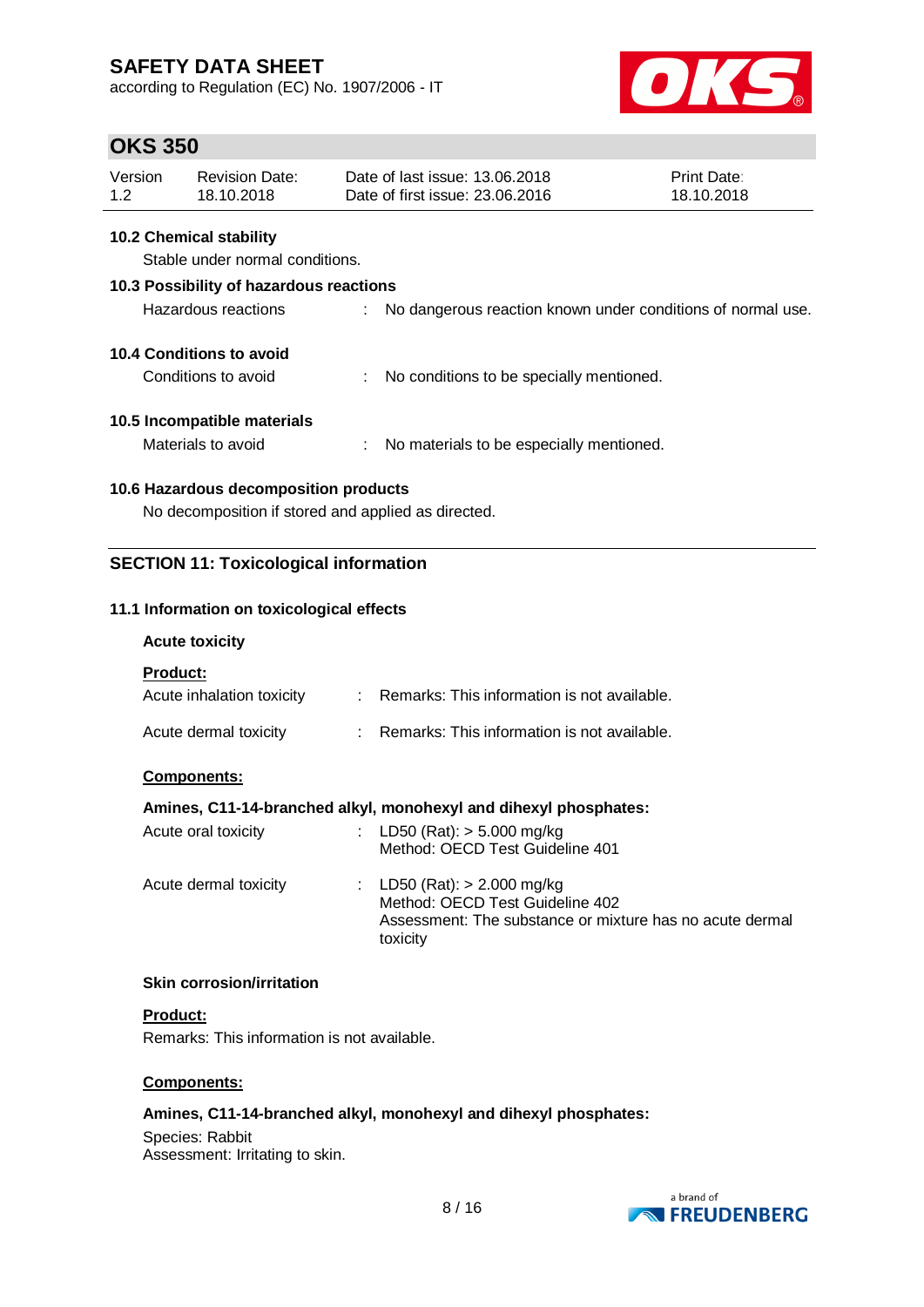### 10.2 Chemical stability

Stable under normal conditions.

### 10.3 Possibility of hazardous reactions

Hazardous reactions : No dangerous reaction known under conditions of normal use.

### 10.4 Conditions to avoid

Conditions to avoid : No conditions to be specially mentioned.

### 10.5 Incompatible materials

Materials to avoid : No materials to be especially mentioned.

### 10.6 Hazardous decomposition products

No decomposition if stored and applied as directed.

## SECTION 11: Toxicological information

### 11.1 Information on toxicological effects

**Acute toxicity**

**Product:**

Acute inhalation toxicity : Remarks: This information is not available.

Acute dermal toxicity : Remarks: This information is not available.

**Components:**

**Amines, C11-14-branched alkyl, monohexyl and dihexyl phosphates:**

Acute oral toxicity : LD50 (Rat): > 5.000 mg/kg
Method: OECD Test Guideline 401

Acute dermal toxicity : LD50 (Rat): > 2.000 mg/kg
Method: OECD Test Guideline 402
Assessment: The substance or mixture has no acute dermal toxicity

**Skin corrosion/irritation**

**Product:**

Remarks: This information is not available.

**Components:**

**Amines, C11-14-branched alkyl, monohexyl and dihexyl phosphates:**

Species: Rabbit
Assessment: Irritating to skin.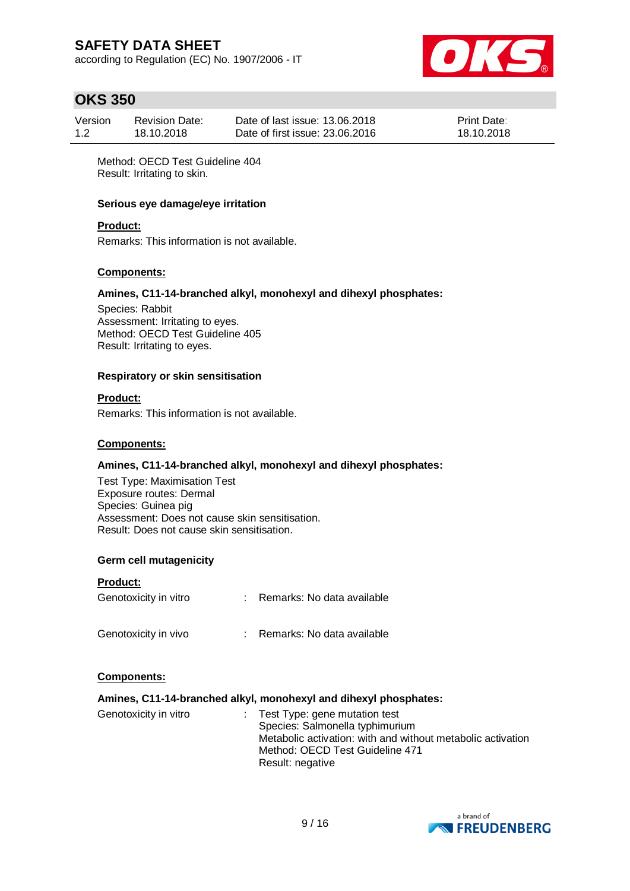Method: OECD Test Guideline 404
Result: Irritating to skin.

**Serious eye damage/eye irritation**

**Product:**

Remarks: This information is not available.

**Components:**

**Amines, C11-14-branched alkyl, monohexyl and dihexyl phosphates:**

Species: Rabbit
Assessment: Irritating to eyes.
Method: OECD Test Guideline 405
Result: Irritating to eyes.

**Respiratory or skin sensitisation**

**Product:**

Remarks: This information is not available.

**Components:**

**Amines, C11-14-branched alkyl, monohexyl and dihexyl phosphates:**

Test Type: Maximisation Test
Exposure routes: Dermal
Species: Guinea pig
Assessment: Does not cause skin sensitisation.
Result: Does not cause skin sensitisation.

**Germ cell mutagenicity**

**Product:**

Genotoxicity in vitro : Remarks: No data available

Genotoxicity in vivo : Remarks: No data available

**Components:**

**Amines, C11-14-branched alkyl, monohexyl and dihexyl phosphates:**

Genotoxicity in vitro : Test Type: gene mutation test
Species: Salmonella typhimurium
Metabolic activation: with and without metabolic activation
Method: OECD Test Guideline 471
Result: negative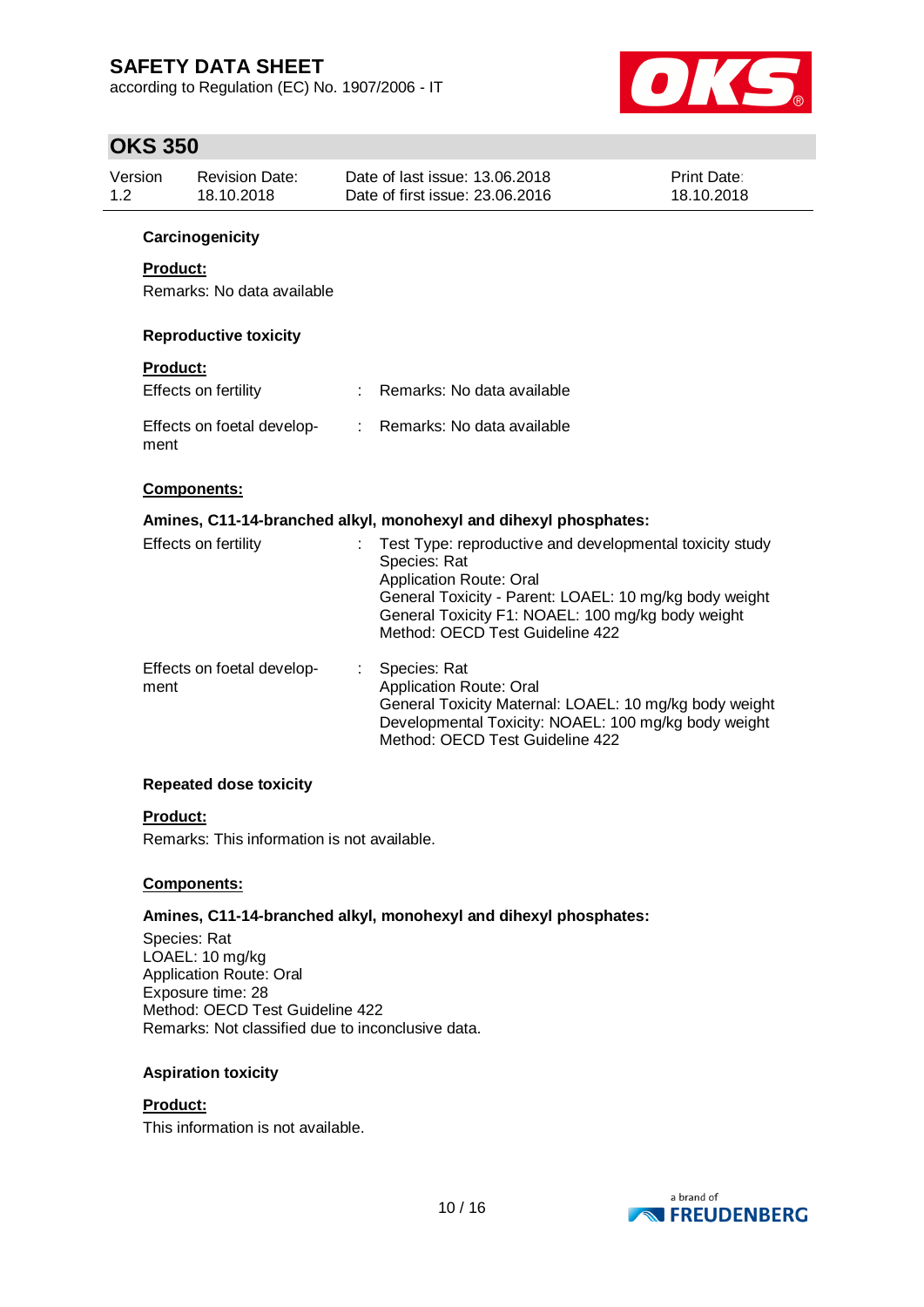### Carcinogenicity

**Product:**

Remarks: No data available

### Reproductive toxicity

**Product:**

| | | |
|---|---|---|
| Effects on fertility | : | Remarks: No data available |
| Effects on foetal development | : | Remarks: No data available |

**Components:**

**Amines, C11-14-branched alkyl, monohexyl and dihexyl phosphates:**

| | | |
|---|---|---|
| Effects on fertility | : | Test Type: reproductive and developmental toxicity study<br>Species: Rat<br>Application Route: Oral<br>General Toxicity - Parent: LOAEL: 10 mg/kg body weight<br>General Toxicity F1: NOAEL: 100 mg/kg body weight<br>Method: OECD Test Guideline 422 |
| Effects on foetal development | : | Species: Rat<br>Application Route: Oral<br>General Toxicity Maternal: LOAEL: 10 mg/kg body weight<br>Developmental Toxicity: NOAEL: 100 mg/kg body weight<br>Method: OECD Test Guideline 422 |

### Repeated dose toxicity

**Product:**

Remarks: This information is not available.

**Components:**

**Amines, C11-14-branched alkyl, monohexyl and dihexyl phosphates:**

Species: Rat
LOAEL: 10 mg/kg
Application Route: Oral
Exposure time: 28
Method: OECD Test Guideline 422
Remarks: Not classified due to inconclusive data.

### Aspiration toxicity

**Product:**

This information is not available.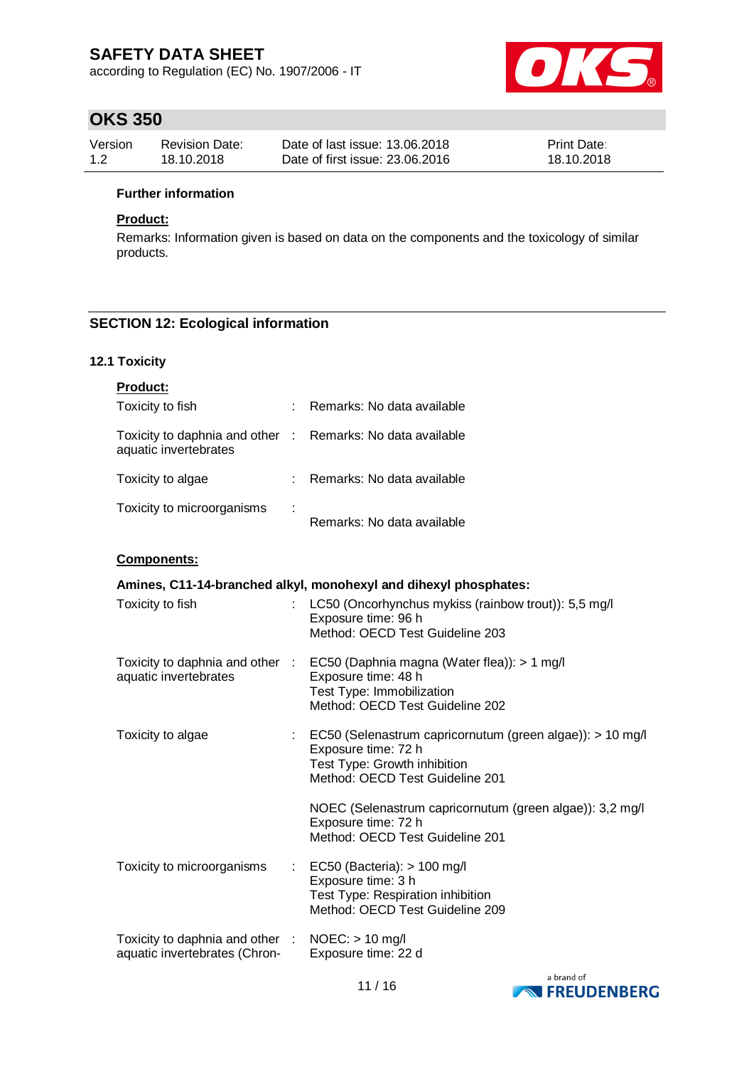**Further information**

**Product:**

Remarks: Information given is based on data on the components and the toxicology of similar products.

## SECTION 12: Ecological information

### 12.1 Toxicity

**Product:**

| | | |
|---|---|---|
| Toxicity to fish | : | Remarks: No data available |
| Toxicity to daphnia and other aquatic invertebrates | : | Remarks: No data available |
| Toxicity to algae | : | Remarks: No data available |
| Toxicity to microorganisms | : | Remarks: No data available |

**Components:**

**Amines, C11-14-branched alkyl, monohexyl and dihexyl phosphates:**

| | | |
|---|---|---|
| Toxicity to fish | : | LC50 (Oncorhynchus mykiss (rainbow trout)): 5,5 mg/l<br>Exposure time: 96 h<br>Method: OECD Test Guideline 203 |
| Toxicity to daphnia and other aquatic invertebrates | : | EC50 (Daphnia magna (Water flea)): > 1 mg/l<br>Exposure time: 48 h<br>Test Type: Immobilization<br>Method: OECD Test Guideline 202 |
| Toxicity to algae | : | EC50 (Selenastrum capricornutum (green algae)): > 10 mg/l<br>Exposure time: 72 h<br>Test Type: Growth inhibition<br>Method: OECD Test Guideline 201<br><br>NOEC (Selenastrum capricornutum (green algae)): 3,2 mg/l<br>Exposure time: 72 h<br>Method: OECD Test Guideline 201 |
| Toxicity to microorganisms | : | EC50 (Bacteria): > 100 mg/l<br>Exposure time: 3 h<br>Test Type: Respiration inhibition<br>Method: OECD Test Guideline 209 |
| Toxicity to daphnia and other aquatic invertebrates (Chron- | : | NOEC: > 10 mg/l<br>Exposure time: 22 d |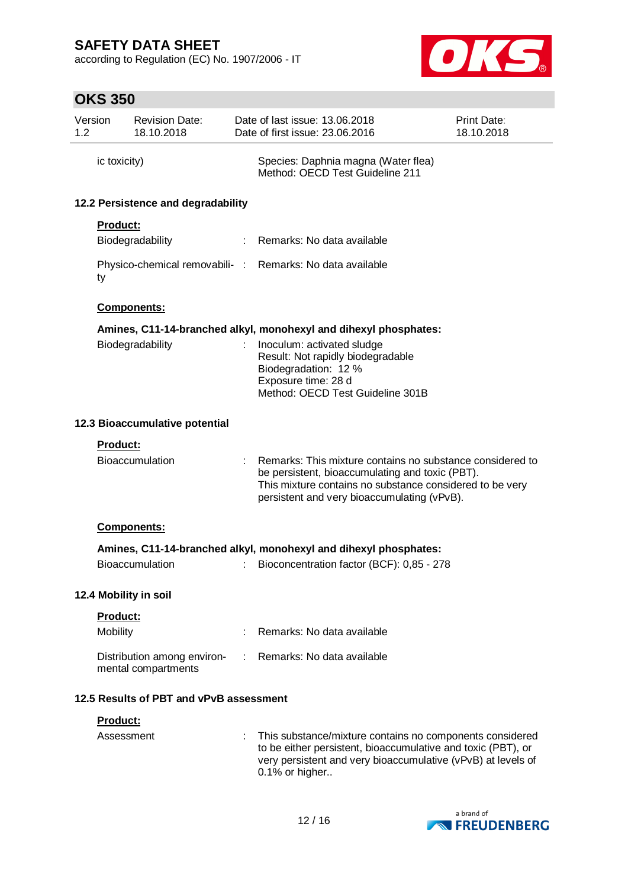ic toxicity) : Species: Daphnia magna (Water flea)
Method: OECD Test Guideline 211

### 12.2 Persistence and degradability

**Product:**

Biodegradability : Remarks: No data available

Physico-chemical removability : Remarks: No data available

**Components:**

**Amines, C11-14-branched alkyl, monohexyl and dihexyl phosphates:**

Biodegradability : Inoculum: activated sludge
Result: Not rapidly biodegradable
Biodegradation: 12 %
Exposure time: 28 d
Method: OECD Test Guideline 301B

### 12.3 Bioaccumulative potential

**Product:**

Bioaccumulation : Remarks: This mixture contains no substance considered to be persistent, bioaccumulating and toxic (PBT).
This mixture contains no substance considered to be very persistent and very bioaccumulating (vPvB).

**Components:**

**Amines, C11-14-branched alkyl, monohexyl and dihexyl phosphates:**

Bioaccumulation : Bioconcentration factor (BCF): 0,85 - 278

### 12.4 Mobility in soil

**Product:**

Mobility : Remarks: No data available

Distribution among environmental compartments : Remarks: No data available

### 12.5 Results of PBT and vPvB assessment

**Product:**

Assessment : This substance/mixture contains no components considered to be either persistent, bioaccumulative and toxic (PBT), or very persistent and very bioaccumulative (vPvB) at levels of 0.1% or higher..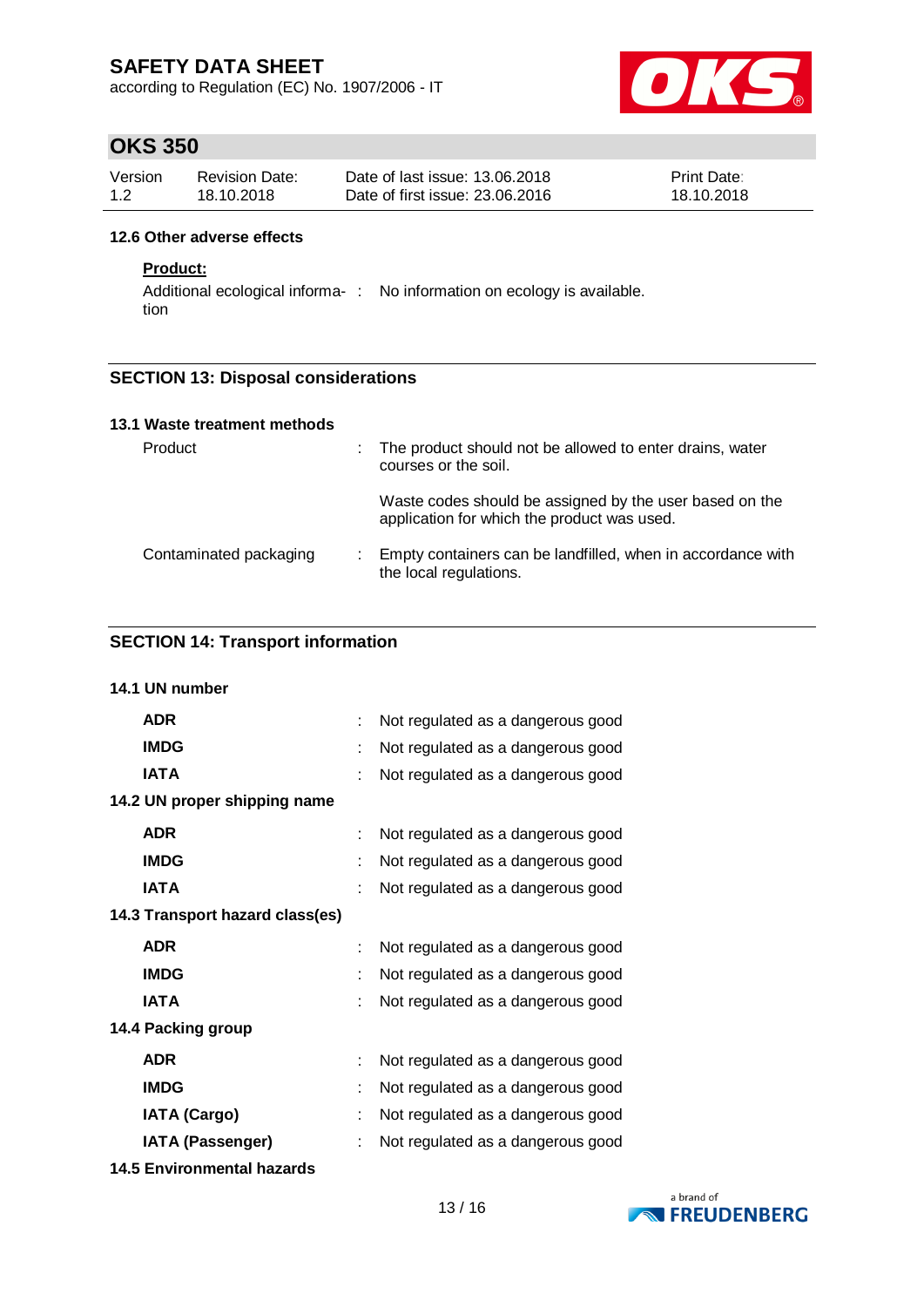### 12.6 Other adverse effects

**Product:**

| | | |
|---|---|---|
| Additional ecological information | : | No information on ecology is available. |

## SECTION 13: Disposal considerations

### 13.1 Waste treatment methods

| | | |
|---|---|---|
| Product | : | The product should not be allowed to enter drains, water courses or the soil. |
| | | Waste codes should be assigned by the user based on the application for which the product was used. |
| Contaminated packaging | : | Empty containers can be landfilled, when in accordance with the local regulations. |

## SECTION 14: Transport information

### 14.1 UN number

| | | |
|---|---|---|
| **ADR** | : | Not regulated as a dangerous good |
| **IMDG** | : | Not regulated as a dangerous good |
| **IATA** | : | Not regulated as a dangerous good |

### 14.2 UN proper shipping name

| | | |
|---|---|---|
| **ADR** | : | Not regulated as a dangerous good |
| **IMDG** | : | Not regulated as a dangerous good |
| **IATA** | : | Not regulated as a dangerous good |

### 14.3 Transport hazard class(es)

| | | |
|---|---|---|
| **ADR** | : | Not regulated as a dangerous good |
| **IMDG** | : | Not regulated as a dangerous good |
| **IATA** | : | Not regulated as a dangerous good |

### 14.4 Packing group

| | | |
|---|---|---|
| **ADR** | : | Not regulated as a dangerous good |
| **IMDG** | : | Not regulated as a dangerous good |
| **IATA (Cargo)** | : | Not regulated as a dangerous good |
| **IATA (Passenger)** | : | Not regulated as a dangerous good |

### 14.5 Environmental hazards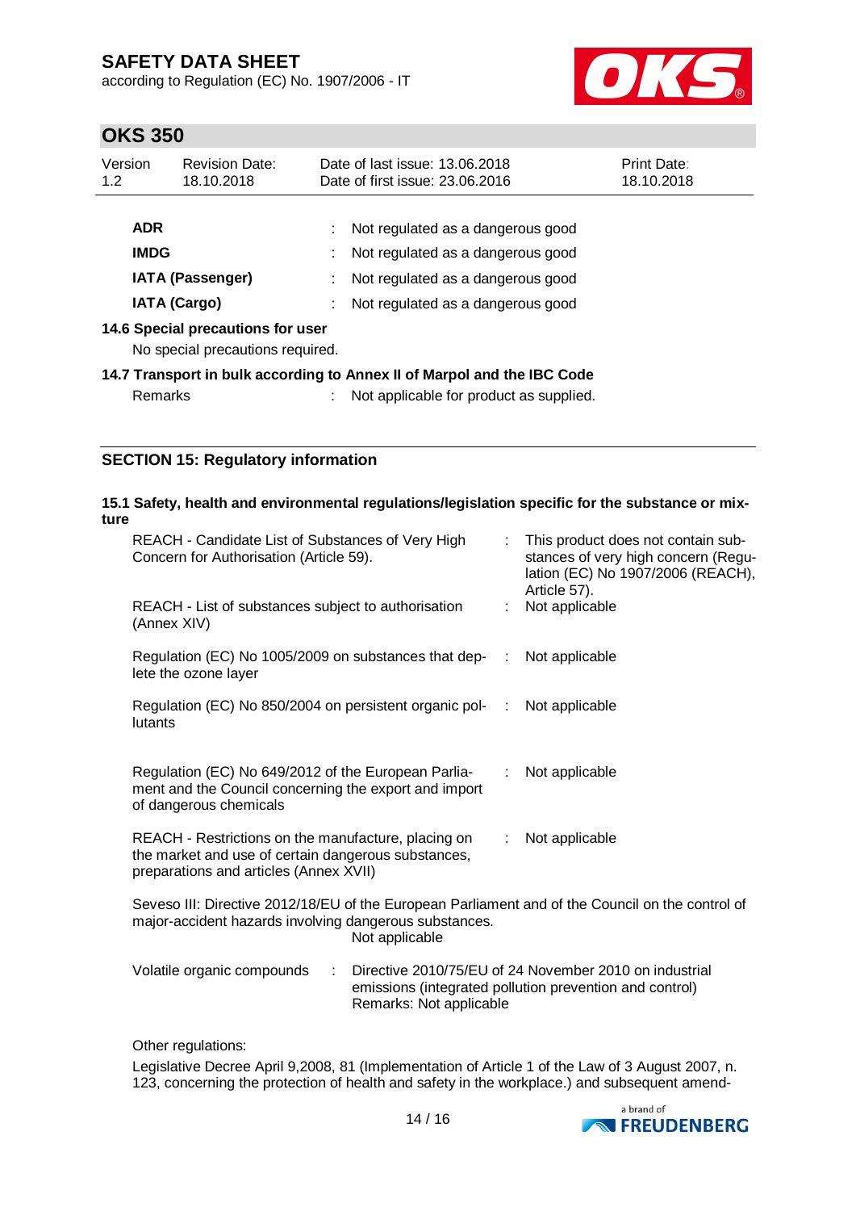| | | |
|---|---|---|
| **ADR** | : | Not regulated as a dangerous good |
| **IMDG** | : | Not regulated as a dangerous good |
| **IATA (Passenger)** | : | Not regulated as a dangerous good |
| **IATA (Cargo)** | : | Not regulated as a dangerous good |

**14.6 Special precautions for user**

No special precautions required.

**14.7 Transport in bulk according to Annex II of Marpol and the IBC Code**

Remarks : Not applicable for product as supplied.

## SECTION 15: Regulatory information

**15.1 Safety, health and environmental regulations/legislation specific for the substance or mixture**

| | | |
|---|---|---|
| REACH - Candidate List of Substances of Very High Concern for Authorisation (Article 59). | : | This product does not contain substances of very high concern (Regulation (EC) No 1907/2006 (REACH), Article 57). |
| REACH - List of substances subject to authorisation (Annex XIV) | : | Not applicable |
| Regulation (EC) No 1005/2009 on substances that deplete the ozone layer | : | Not applicable |
| Regulation (EC) No 850/2004 on persistent organic pollutants | : | Not applicable |
| Regulation (EC) No 649/2012 of the European Parliament and the Council concerning the export and import of dangerous chemicals | : | Not applicable |
| REACH - Restrictions on the manufacture, placing on the market and use of certain dangerous substances, preparations and articles (Annex XVII) | : | Not applicable |

Seveso III: Directive 2012/18/EU of the European Parliament and of the Council on the control of major-accident hazards involving dangerous substances.
Not applicable

Volatile organic compounds : Directive 2010/75/EU of 24 November 2010 on industrial emissions (integrated pollution prevention and control)
Remarks: Not applicable

Other regulations:

Legislative Decree April 9,2008, 81 (Implementation of Article 1 of the Law of 3 August 2007, n. 123, concerning the protection of health and safety in the workplace.) and subsequent amend-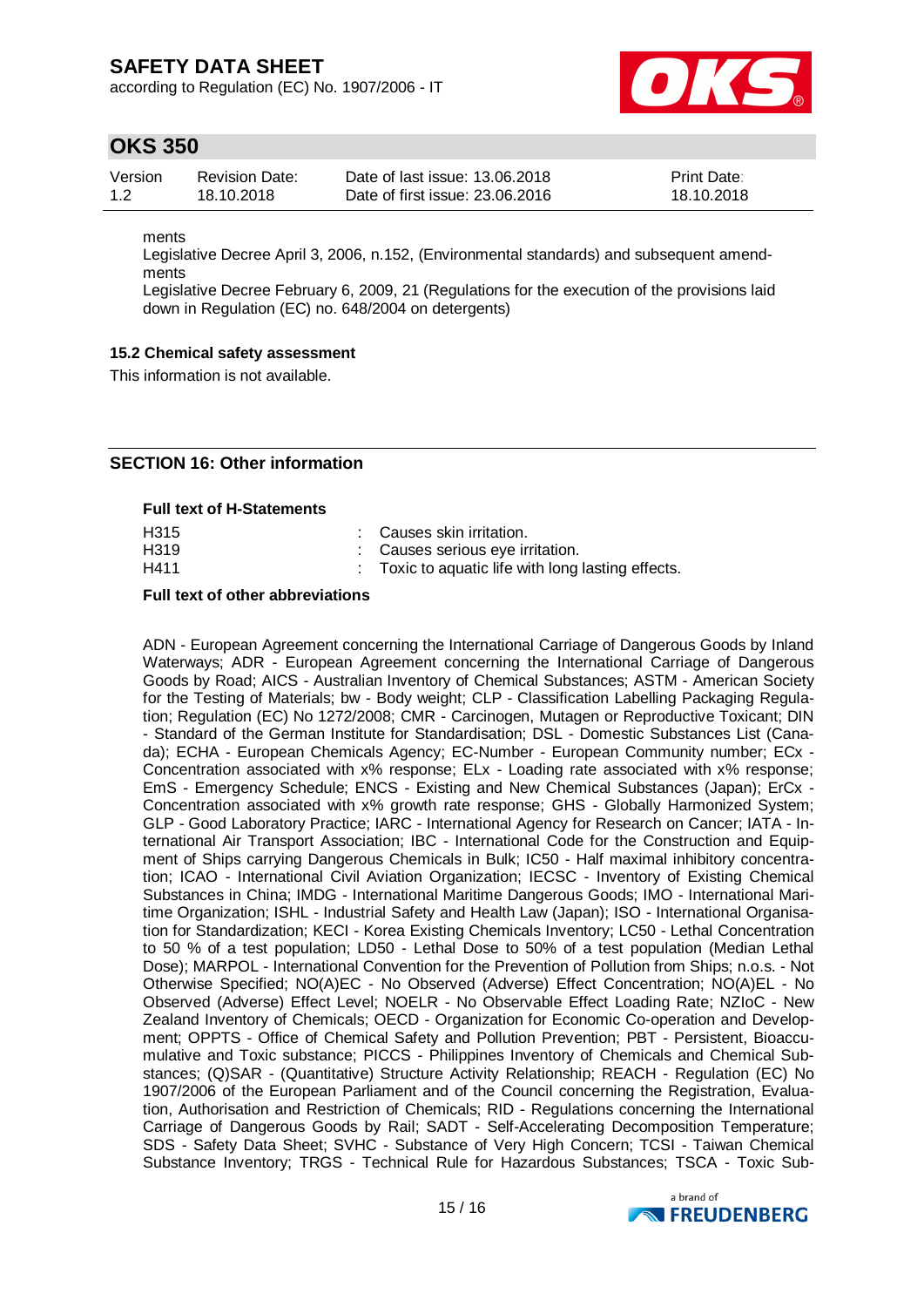ments

Legislative Decree April 3, 2006, n.152, (Environmental standards) and subsequent amendments

Legislative Decree February 6, 2009, 21 (Regulations for the execution of the provisions laid down in Regulation (EC) no. 648/2004 on detergents)

### 15.2 Chemical safety assessment

This information is not available.

## SECTION 16: Other information

**Full text of H-Statements**

| | | |
|---|---|---|
| H315 | : | Causes skin irritation. |
| H319 | : | Causes serious eye irritation. |
| H411 | : | Toxic to aquatic life with long lasting effects. |

**Full text of other abbreviations**

ADN - European Agreement concerning the International Carriage of Dangerous Goods by Inland Waterways; ADR - European Agreement concerning the International Carriage of Dangerous Goods by Road; AICS - Australian Inventory of Chemical Substances; ASTM - American Society for the Testing of Materials; bw - Body weight; CLP - Classification Labelling Packaging Regulation; Regulation (EC) No 1272/2008; CMR - Carcinogen, Mutagen or Reproductive Toxicant; DIN - Standard of the German Institute for Standardisation; DSL - Domestic Substances List (Canada); ECHA - European Chemicals Agency; EC-Number - European Community number; ECx - Concentration associated with x% response; ELx - Loading rate associated with x% response; EmS - Emergency Schedule; ENCS - Existing and New Chemical Substances (Japan); ErCx - Concentration associated with x% growth rate response; GHS - Globally Harmonized System; GLP - Good Laboratory Practice; IARC - International Agency for Research on Cancer; IATA - International Air Transport Association; IBC - International Code for the Construction and Equipment of Ships carrying Dangerous Chemicals in Bulk; IC50 - Half maximal inhibitory concentration; ICAO - International Civil Aviation Organization; IECSC - Inventory of Existing Chemical Substances in China; IMDG - International Maritime Dangerous Goods; IMO - International Maritime Organization; ISHL - Industrial Safety and Health Law (Japan); ISO - International Organisation for Standardization; KECI - Korea Existing Chemicals Inventory; LC50 - Lethal Concentration to 50 % of a test population; LD50 - Lethal Dose to 50% of a test population (Median Lethal Dose); MARPOL - International Convention for the Prevention of Pollution from Ships; n.o.s. - Not Otherwise Specified; NO(A)EC - No Observed (Adverse) Effect Concentration; NO(A)EL - No Observed (Adverse) Effect Level; NOELR - No Observable Effect Loading Rate; NZIoC - New Zealand Inventory of Chemicals; OECD - Organization for Economic Co-operation and Development; OPPTS - Office of Chemical Safety and Pollution Prevention; PBT - Persistent, Bioaccumulative and Toxic substance; PICCS - Philippines Inventory of Chemicals and Chemical Substances; (Q)SAR - (Quantitative) Structure Activity Relationship; REACH - Regulation (EC) No 1907/2006 of the European Parliament and of the Council concerning the Registration, Evaluation, Authorisation and Restriction of Chemicals; RID - Regulations concerning the International Carriage of Dangerous Goods by Rail; SADT - Self-Accelerating Decomposition Temperature; SDS - Safety Data Sheet; SVHC - Substance of Very High Concern; TCSI - Taiwan Chemical Substance Inventory; TRGS - Technical Rule for Hazardous Substances; TSCA - Toxic Sub-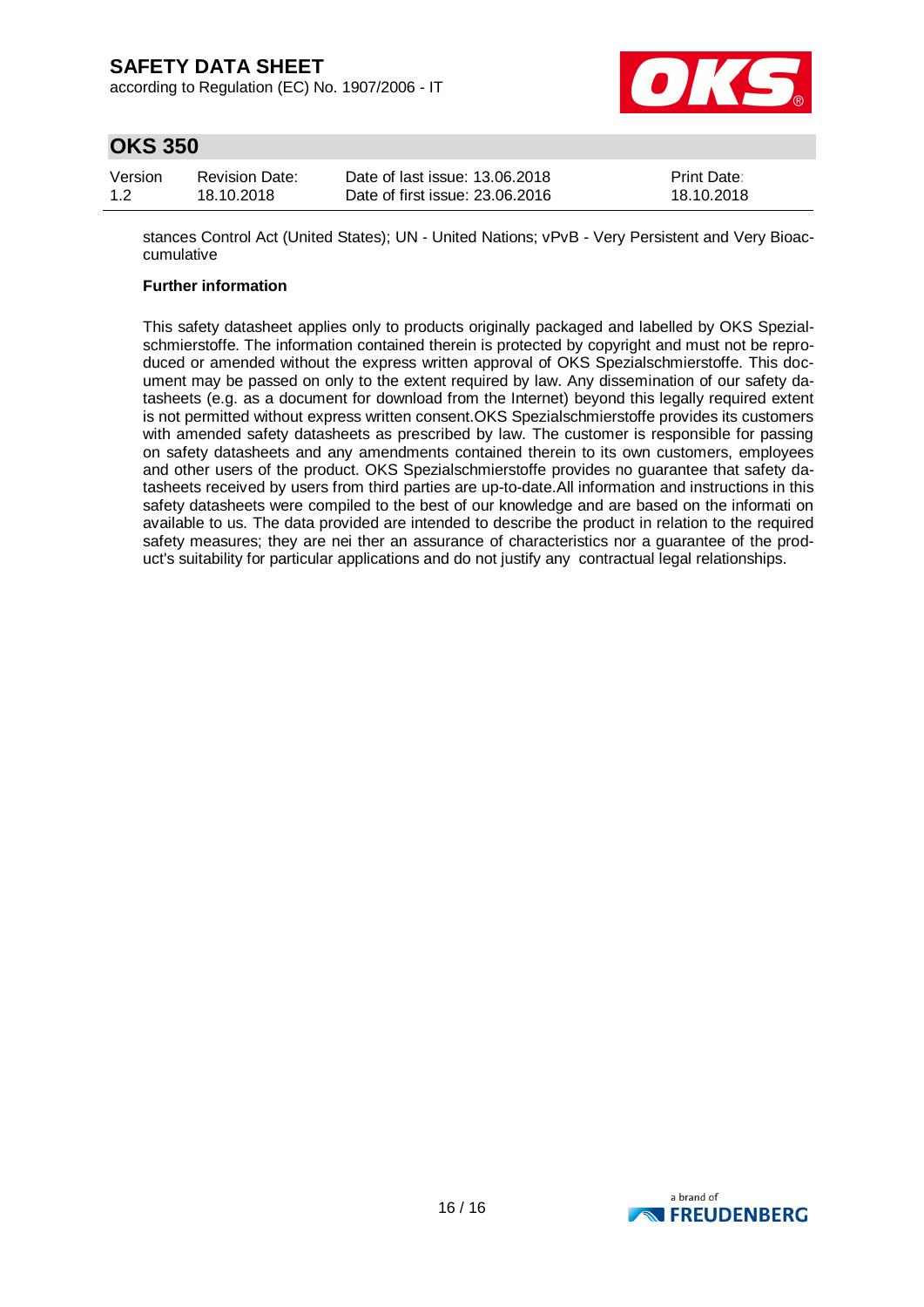stances Control Act (United States); UN - United Nations; vPvB - Very Persistent and Very Bioaccumulative

**Further information**

This safety datasheet applies only to products originally packaged and labelled by OKS Spezialschmierstoffe. The information contained therein is protected by copyright and must not be reproduced or amended without the express written approval of OKS Spezialschmierstoffe. This document may be passed on only to the extent required by law. Any dissemination of our safety datasheets (e.g. as a document for download from the Internet) beyond this legally required extent is not permitted without express written consent.OKS Spezialschmierstoffe provides its customers with amended safety datasheets as prescribed by law. The customer is responsible for passing on safety datasheets and any amendments contained therein to its own customers, employees and other users of the product. OKS Spezialschmierstoffe provides no guarantee that safety datasheets received by users from third parties are up-to-date.All information and instructions in this safety datasheets were compiled to the best of our knowledge and are based on the informati on available to us. The data provided are intended to describe the product in relation to the required safety measures; they are nei ther an assurance of characteristics nor a guarantee of the product's suitability for particular applications and do not justify any contractual legal relationships.